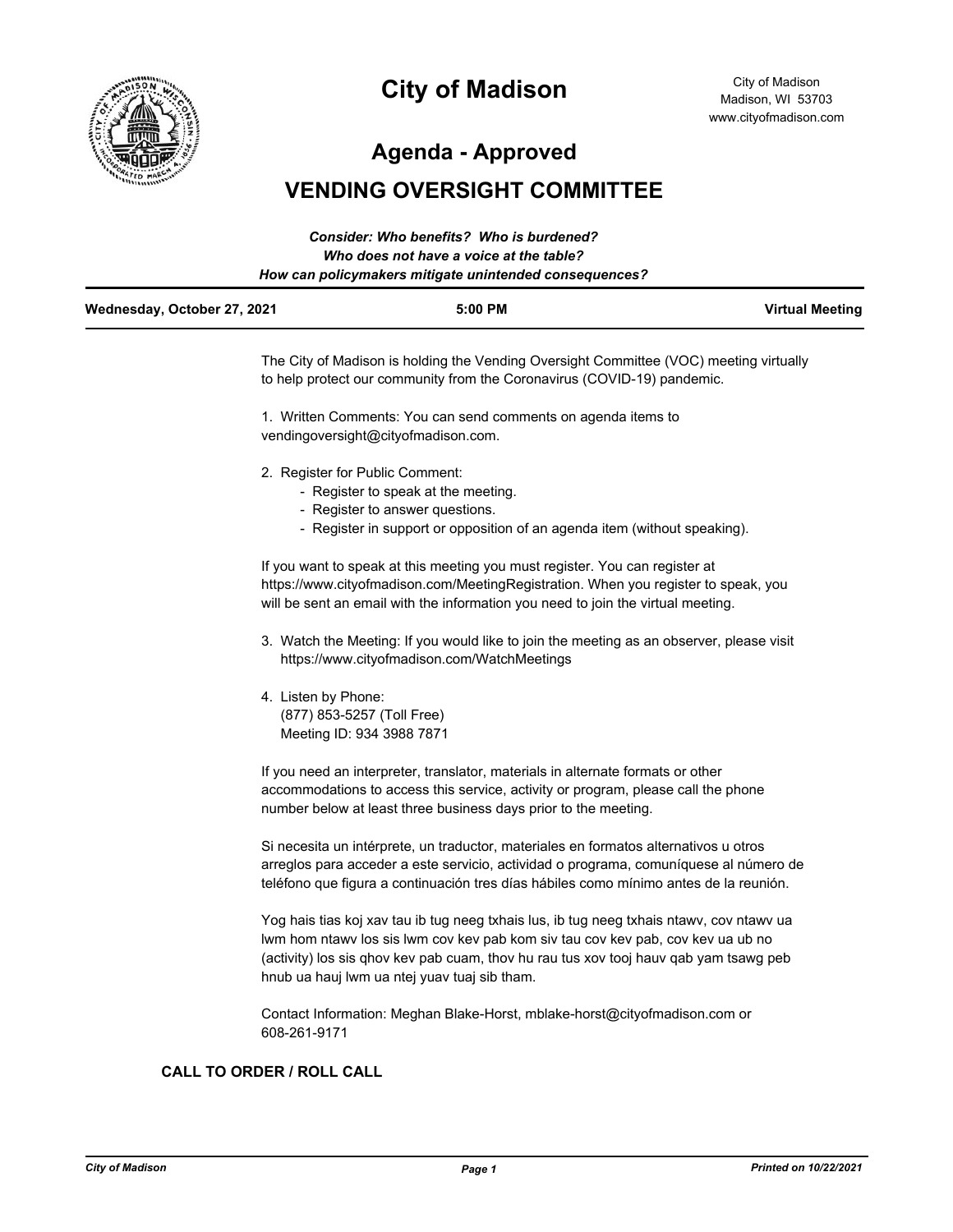# City of Madison

City of Madison
Madison, WI 53703
www.cityofmadison.com

## Agenda - Approved

## VENDING OVERSIGHT COMMITTEE

***Consider: Who benefits? Who is burdened?***
***Who does not have a voice at the table?***
***How can policymakers mitigate unintended consequences?***

**Wednesday, October 27, 2021** **5:00 PM** **Virtual Meeting**

The City of Madison is holding the Vending Oversight Committee (VOC) meeting virtually to help protect our community from the Coronavirus (COVID-19) pandemic.

1. Written Comments: You can send comments on agenda items to vendingoversight@cityofmadison.com.

2. Register for Public Comment:
   - Register to speak at the meeting.
   - Register to answer questions.
   - Register in support or opposition of an agenda item (without speaking).

If you want to speak at this meeting you must register. You can register at https://www.cityofmadison.com/MeetingRegistration. When you register to speak, you will be sent an email with the information you need to join the virtual meeting.

3. Watch the Meeting: If you would like to join the meeting as an observer, please visit https://www.cityofmadison.com/WatchMeetings

4. Listen by Phone:
   (877) 853-5257 (Toll Free)
   Meeting ID: 934 3988 7871

If you need an interpreter, translator, materials in alternate formats or other accommodations to access this service, activity or program, please call the phone number below at least three business days prior to the meeting.

Si necesita un intérprete, un traductor, materiales en formatos alternativos u otros arreglos para acceder a este servicio, actividad o programa, comuníquese al número de teléfono que figura a continuación tres días hábiles como mínimo antes de la reunión.

Yog hais tias koj xav tau ib tug neeg txhais lus, ib tug neeg txhais ntawv, cov ntawv ua lwm hom ntawv los sis lwm cov kev pab kom siv tau cov kev pab, cov kev ua ub no (activity) los sis qhov kev pab cuam, thov hu rau tus xov tooj hauv qab yam tsawg peb hnub ua hauj lwm ua ntej yuav tuaj sib tham.

Contact Information: Meghan Blake-Horst, mblake-horst@cityofmadison.com or 608-261-9171

**CALL TO ORDER / ROLL CALL**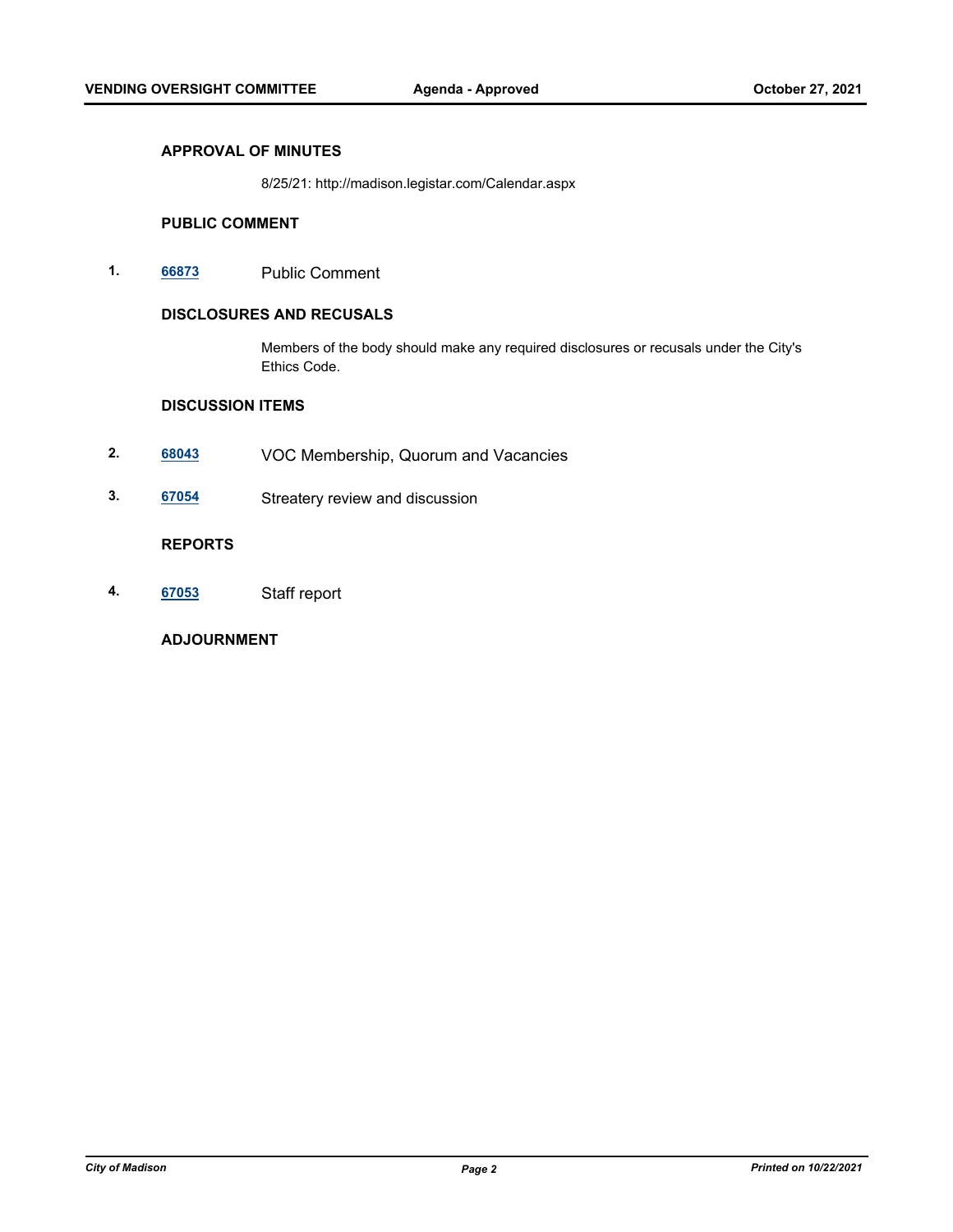### APPROVAL OF MINUTES

8/25/21: http://madison.legistar.com/Calendar.aspx

### PUBLIC COMMENT

**1.** **66873** Public Comment

### DISCLOSURES AND RECUSALS

Members of the body should make any required disclosures or recusals under the City's Ethics Code.

### DISCUSSION ITEMS

**2.** **68043** VOC Membership, Quorum and Vacancies

**3.** **67054** Streatery review and discussion

### REPORTS

**4.** **67053** Staff report

### ADJOURNMENT